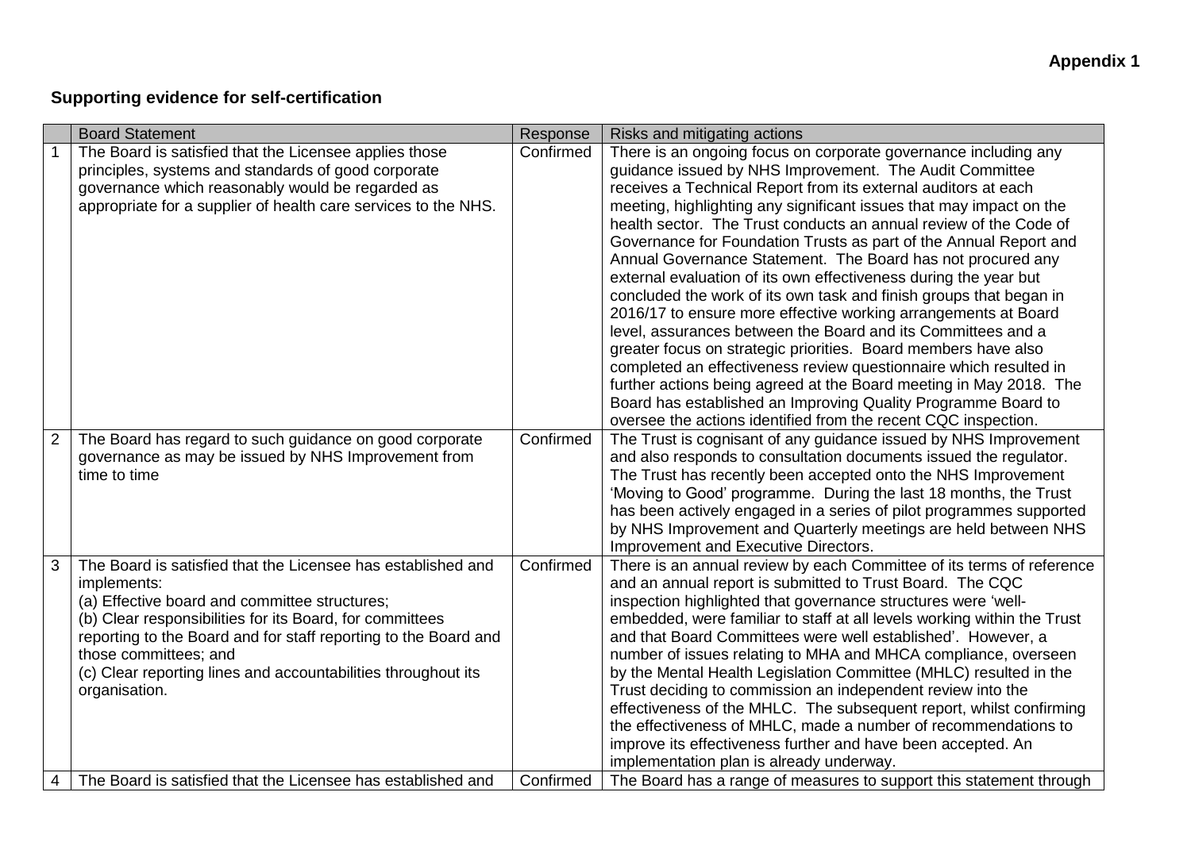**Appendix 1**

## Supporting evidence for self-certification

| | Board Statement | Response | Risks and mitigating actions |
|---|---|---|---|
| 1 | The Board is satisfied that the Licensee applies those principles, systems and standards of good corporate governance which reasonably would be regarded as appropriate for a supplier of health care services to the NHS. | Confirmed | There is an ongoing focus on corporate governance including any guidance issued by NHS Improvement. The Audit Committee receives a Technical Report from its external auditors at each meeting, highlighting any significant issues that may impact on the health sector. The Trust conducts an annual review of the Code of Governance for Foundation Trusts as part of the Annual Report and Annual Governance Statement. The Board has not procured any external evaluation of its own effectiveness during the year but concluded the work of its own task and finish groups that began in 2016/17 to ensure more effective working arrangements at Board level, assurances between the Board and its Committees and a greater focus on strategic priorities. Board members have also completed an effectiveness review questionnaire which resulted in further actions being agreed at the Board meeting in May 2018. The Board has established an Improving Quality Programme Board to oversee the actions identified from the recent CQC inspection. |
| 2 | The Board has regard to such guidance on good corporate governance as may be issued by NHS Improvement from time to time | Confirmed | The Trust is cognisant of any guidance issued by NHS Improvement and also responds to consultation documents issued the regulator. The Trust has recently been accepted onto the NHS Improvement 'Moving to Good' programme. During the last 18 months, the Trust has been actively engaged in a series of pilot programmes supported by NHS Improvement and Quarterly meetings are held between NHS Improvement and Executive Directors. |
| 3 | The Board is satisfied that the Licensee has established and implements:<br>(a) Effective board and committee structures;<br>(b) Clear responsibilities for its Board, for committees reporting to the Board and for staff reporting to the Board and those committees; and<br>(c) Clear reporting lines and accountabilities throughout its organisation. | Confirmed | There is an annual review by each Committee of its terms of reference and an annual report is submitted to Trust Board. The CQC inspection highlighted that governance structures were 'well-embedded, were familiar to staff at all levels working within the Trust and that Board Committees were well established'. However, a number of issues relating to MHA and MHCA compliance, overseen by the Mental Health Legislation Committee (MHLC) resulted in the Trust deciding to commission an independent review into the effectiveness of the MHLC. The subsequent report, whilst confirming the effectiveness of MHLC, made a number of recommendations to improve its effectiveness further and have been accepted. An implementation plan is already underway. |
| 4 | The Board is satisfied that the Licensee has established and | Confirmed | The Board has a range of measures to support this statement through |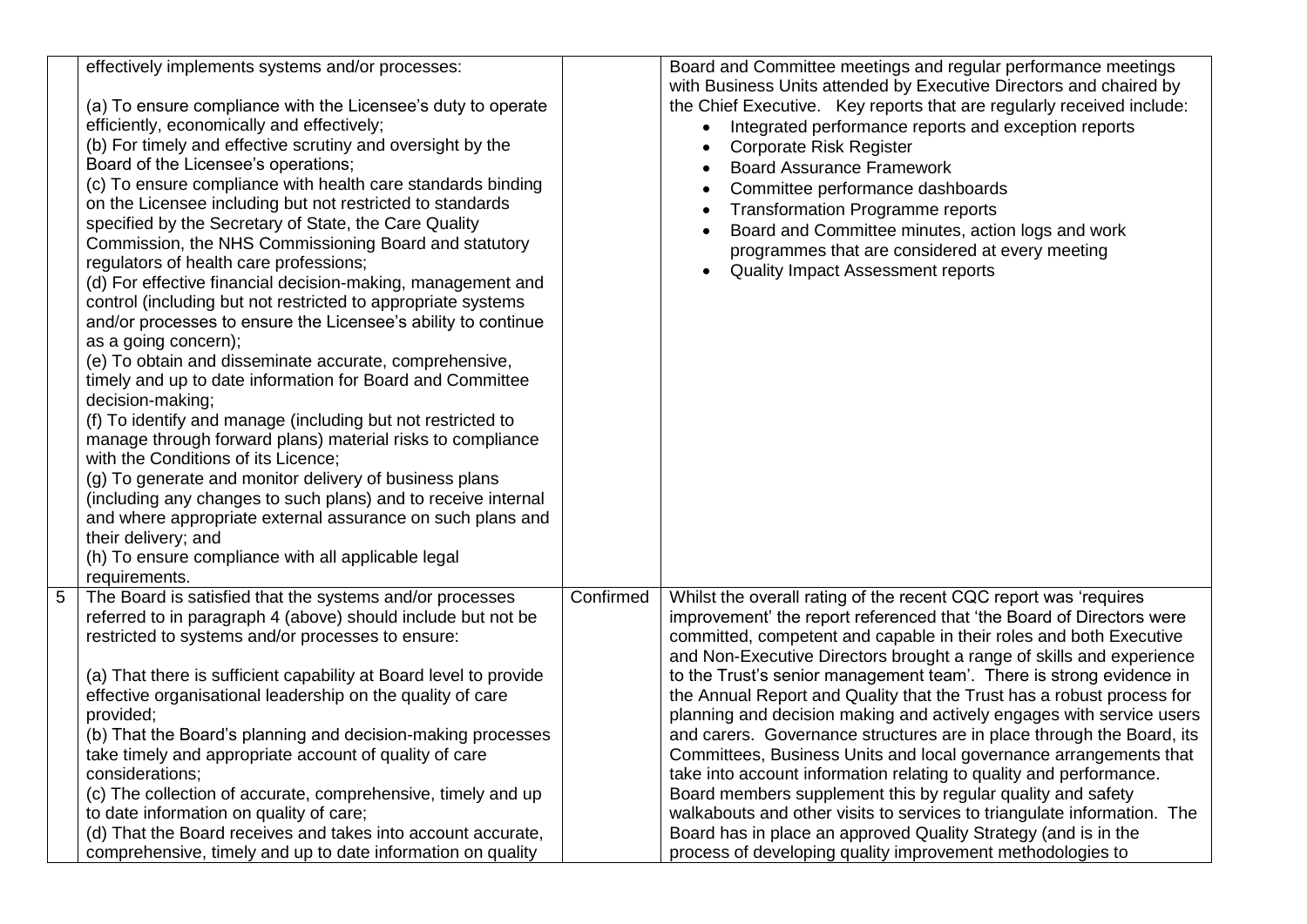|  |  |  |  |
|---|---|---|---|
|  | effectively implements systems and/or processes:<br><br>(a) To ensure compliance with the Licensee's duty to operate efficiently, economically and effectively;<br>(b) For timely and effective scrutiny and oversight by the Board of the Licensee's operations;<br>(c) To ensure compliance with health care standards binding on the Licensee including but not restricted to standards specified by the Secretary of State, the Care Quality Commission, the NHS Commissioning Board and statutory regulators of health care professions;<br>(d) For effective financial decision-making, management and control (including but not restricted to appropriate systems and/or processes to ensure the Licensee's ability to continue as a going concern);<br>(e) To obtain and disseminate accurate, comprehensive, timely and up to date information for Board and Committee decision-making;<br>(f) To identify and manage (including but not restricted to manage through forward plans) material risks to compliance with the Conditions of its Licence;<br>(g) To generate and monitor delivery of business plans (including any changes to such plans) and to receive internal and where appropriate external assurance on such plans and their delivery; and<br>(h) To ensure compliance with all applicable legal requirements. |  | Board and Committee meetings and regular performance meetings with Business Units attended by Executive Directors and chaired by the Chief Executive. Key reports that are regularly received include:<br>• Integrated performance reports and exception reports<br>• Corporate Risk Register<br>• Board Assurance Framework<br>• Committee performance dashboards<br>• Transformation Programme reports<br>• Board and Committee minutes, action logs and work programmes that are considered at every meeting<br>• Quality Impact Assessment reports |
| 5 | The Board is satisfied that the systems and/or processes referred to in paragraph 4 (above) should include but not be restricted to systems and/or processes to ensure:<br><br>(a) That there is sufficient capability at Board level to provide effective organisational leadership on the quality of care provided;<br>(b) That the Board's planning and decision-making processes take timely and appropriate account of quality of care considerations;<br>(c) The collection of accurate, comprehensive, timely and up to date information on quality of care;<br>(d) That the Board receives and takes into account accurate, comprehensive, timely and up to date information on quality | Confirmed | Whilst the overall rating of the recent CQC report was 'requires improvement' the report referenced that 'the Board of Directors were committed, competent and capable in their roles and both Executive and Non-Executive Directors brought a range of skills and experience to the Trust's senior management team'. There is strong evidence in the Annual Report and Quality that the Trust has a robust process for planning and decision making and actively engages with service users and carers. Governance structures are in place through the Board, its Committees, Business Units and local governance arrangements that take into account information relating to quality and performance. Board members supplement this by regular quality and safety walkabouts and other visits to services to triangulate information. The Board has in place an approved Quality Strategy (and is in the process of developing quality improvement methodologies to |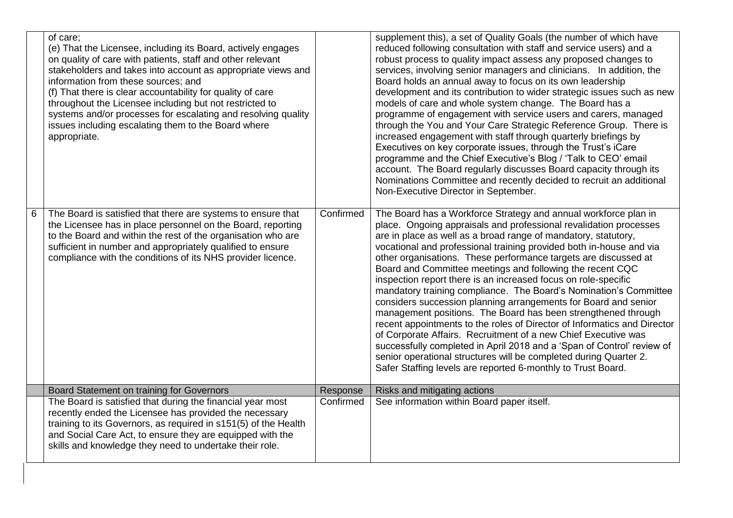| | | | |
|---|---|---|---|
| | of care;<br>(e) That the Licensee, including its Board, actively engages on quality of care with patients, staff and other relevant stakeholders and takes into account as appropriate views and information from these sources; and<br>(f) That there is clear accountability for quality of care throughout the Licensee including but not restricted to systems and/or processes for escalating and resolving quality issues including escalating them to the Board where appropriate. | | supplement this), a set of Quality Goals (the number of which have reduced following consultation with staff and service users) and a robust process to quality impact assess any proposed changes to services, involving senior managers and clinicians. In addition, the Board holds an annual away to focus on its own leadership development and its contribution to wider strategic issues such as new models of care and whole system change. The Board has a programme of engagement with service users and carers, managed through the You and Your Care Strategic Reference Group. There is increased engagement with staff through quarterly briefings by Executives on key corporate issues, through the Trust's iCare programme and the Chief Executive's Blog / 'Talk to CEO' email account. The Board regularly discusses Board capacity through its Nominations Committee and recently decided to recruit an additional Non-Executive Director in September. |
| 6 | The Board is satisfied that there are systems to ensure that the Licensee has in place personnel on the Board, reporting to the Board and within the rest of the organisation who are sufficient in number and appropriately qualified to ensure compliance with the conditions of its NHS provider licence. | Confirmed | The Board has a Workforce Strategy and annual workforce plan in place. Ongoing appraisals and professional revalidation processes are in place as well as a broad range of mandatory, statutory, vocational and professional training provided both in-house and via other organisations. These performance targets are discussed at Board and Committee meetings and following the recent CQC inspection report there is an increased focus on role-specific mandatory training compliance. The Board's Nomination's Committee considers succession planning arrangements for Board and senior management positions. The Board has been strengthened through recent appointments to the roles of Director of Informatics and Director of Corporate Affairs. Recruitment of a new Chief Executive was successfully completed in April 2018 and a 'Span of Control' review of senior operational structures will be completed during Quarter 2. Safer Staffing levels are reported 6-monthly to Trust Board. |
| | **Board Statement on training for Governors** | **Response** | **Risks and mitigating actions** |
| | The Board is satisfied that during the financial year most recently ended the Licensee has provided the necessary training to its Governors, as required in s151(5) of the Health and Social Care Act, to ensure they are equipped with the skills and knowledge they need to undertake their role. | Confirmed | See information within Board paper itself. |